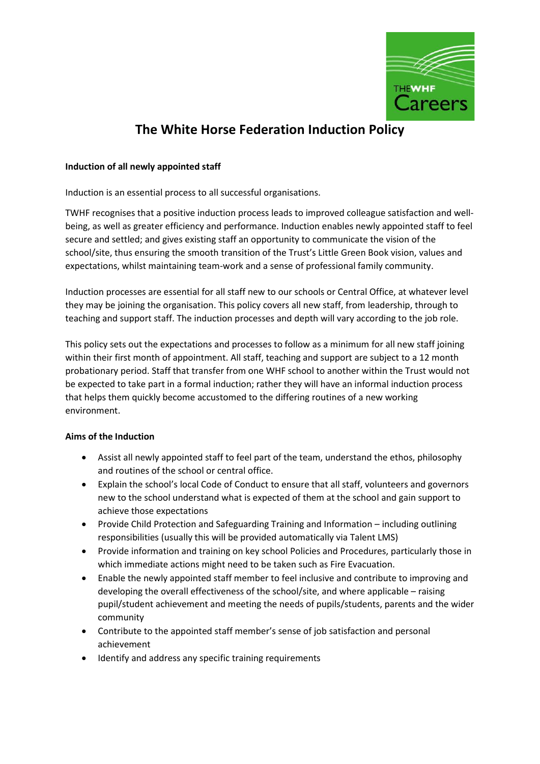# The White Horse Federation Induction Policy

**Induction of all newly appointed staff**

Induction is an essential process to all successful organisations.

TWHF recognises that a positive induction process leads to improved colleague satisfaction and well-being, as well as greater efficiency and performance. Induction enables newly appointed staff to feel secure and settled; and gives existing staff an opportunity to communicate the vision of the school/site, thus ensuring the smooth transition of the Trust's Little Green Book vision, values and expectations, whilst maintaining team-work and a sense of professional family community.

Induction processes are essential for all staff new to our schools or Central Office, at whatever level they may be joining the organisation. This policy covers all new staff, from leadership, through to teaching and support staff. The induction processes and depth will vary according to the job role.

This policy sets out the expectations and processes to follow as a minimum for all new staff joining within their first month of appointment. All staff, teaching and support are subject to a 12 month probationary period. Staff that transfer from one WHF school to another within the Trust would not be expected to take part in a formal induction; rather they will have an informal induction process that helps them quickly become accustomed to the differing routines of a new working environment.

**Aims of the Induction**

- Assist all newly appointed staff to feel part of the team, understand the ethos, philosophy and routines of the school or central office.
- Explain the school's local Code of Conduct to ensure that all staff, volunteers and governors new to the school understand what is expected of them at the school and gain support to achieve those expectations
- Provide Child Protection and Safeguarding Training and Information – including outlining responsibilities (usually this will be provided automatically via Talent LMS)
- Provide information and training on key school Policies and Procedures, particularly those in which immediate actions might need to be taken such as Fire Evacuation.
- Enable the newly appointed staff member to feel inclusive and contribute to improving and developing the overall effectiveness of the school/site, and where applicable – raising pupil/student achievement and meeting the needs of pupils/students, parents and the wider community
- Contribute to the appointed staff member's sense of job satisfaction and personal achievement
- Identify and address any specific training requirements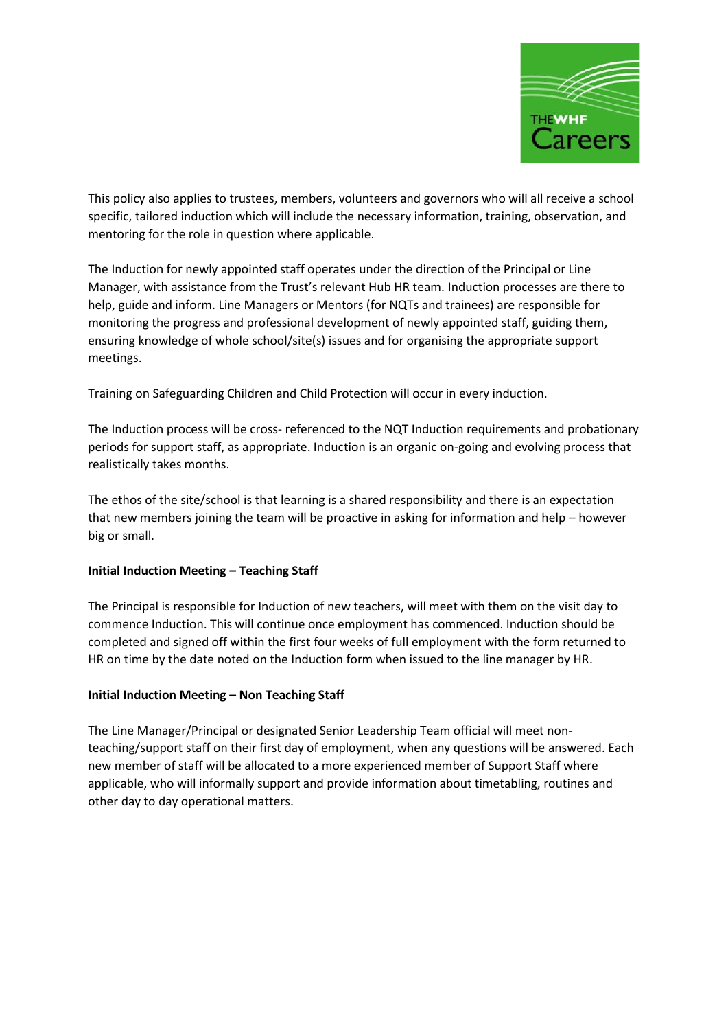This policy also applies to trustees, members, volunteers and governors who will all receive a school specific, tailored induction which will include the necessary information, training, observation, and mentoring for the role in question where applicable.

The Induction for newly appointed staff operates under the direction of the Principal or Line Manager, with assistance from the Trust's relevant Hub HR team. Induction processes are there to help, guide and inform. Line Managers or Mentors (for NQTs and trainees) are responsible for monitoring the progress and professional development of newly appointed staff, guiding them, ensuring knowledge of whole school/site(s) issues and for organising the appropriate support meetings.

Training on Safeguarding Children and Child Protection will occur in every induction.

The Induction process will be cross- referenced to the NQT Induction requirements and probationary periods for support staff, as appropriate. Induction is an organic on-going and evolving process that realistically takes months.

The ethos of the site/school is that learning is a shared responsibility and there is an expectation that new members joining the team will be proactive in asking for information and help – however big or small.

**Initial Induction Meeting – Teaching Staff**

The Principal is responsible for Induction of new teachers, will meet with them on the visit day to commence Induction. This will continue once employment has commenced. Induction should be completed and signed off within the first four weeks of full employment with the form returned to HR on time by the date noted on the Induction form when issued to the line manager by HR.

**Initial Induction Meeting – Non Teaching Staff**

The Line Manager/Principal or designated Senior Leadership Team official will meet non-teaching/support staff on their first day of employment, when any questions will be answered. Each new member of staff will be allocated to a more experienced member of Support Staff where applicable, who will informally support and provide information about timetabling, routines and other day to day operational matters.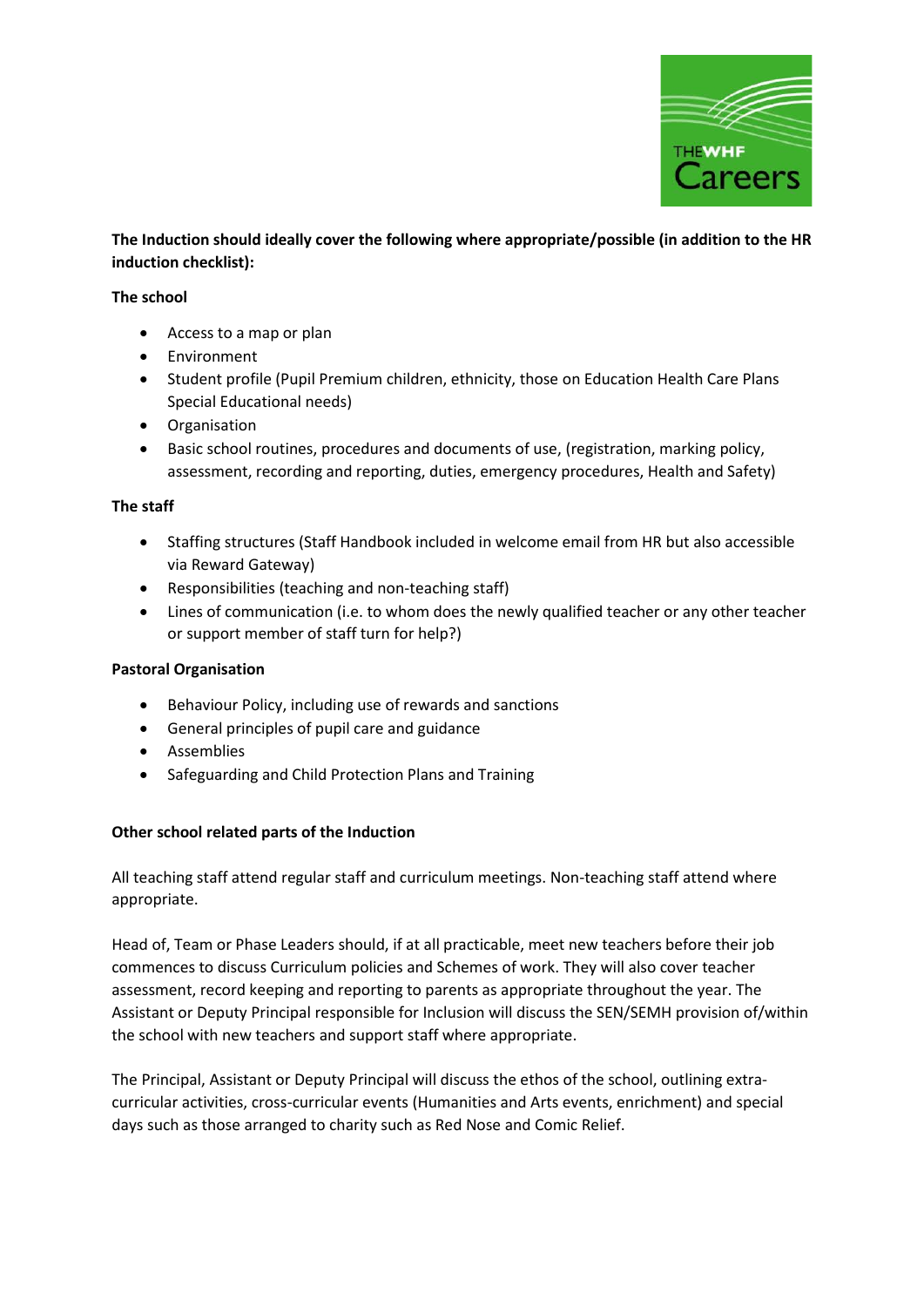**The Induction should ideally cover the following where appropriate/possible (in addition to the HR induction checklist):**

**The school**

- Access to a map or plan
- Environment
- Student profile (Pupil Premium children, ethnicity, those on Education Health Care Plans Special Educational needs)
- Organisation
- Basic school routines, procedures and documents of use, (registration, marking policy, assessment, recording and reporting, duties, emergency procedures, Health and Safety)

**The staff**

- Staffing structures (Staff Handbook included in welcome email from HR but also accessible via Reward Gateway)
- Responsibilities (teaching and non-teaching staff)
- Lines of communication (i.e. to whom does the newly qualified teacher or any other teacher or support member of staff turn for help?)

**Pastoral Organisation**

- Behaviour Policy, including use of rewards and sanctions
- General principles of pupil care and guidance
- Assemblies
- Safeguarding and Child Protection Plans and Training

**Other school related parts of the Induction**

All teaching staff attend regular staff and curriculum meetings. Non-teaching staff attend where appropriate.

Head of, Team or Phase Leaders should, if at all practicable, meet new teachers before their job commences to discuss Curriculum policies and Schemes of work. They will also cover teacher assessment, record keeping and reporting to parents as appropriate throughout the year. The Assistant or Deputy Principal responsible for Inclusion will discuss the SEN/SEMH provision of/within the school with new teachers and support staff where appropriate.

The Principal, Assistant or Deputy Principal will discuss the ethos of the school, outlining extra-curricular activities, cross-curricular events (Humanities and Arts events, enrichment) and special days such as those arranged to charity such as Red Nose and Comic Relief.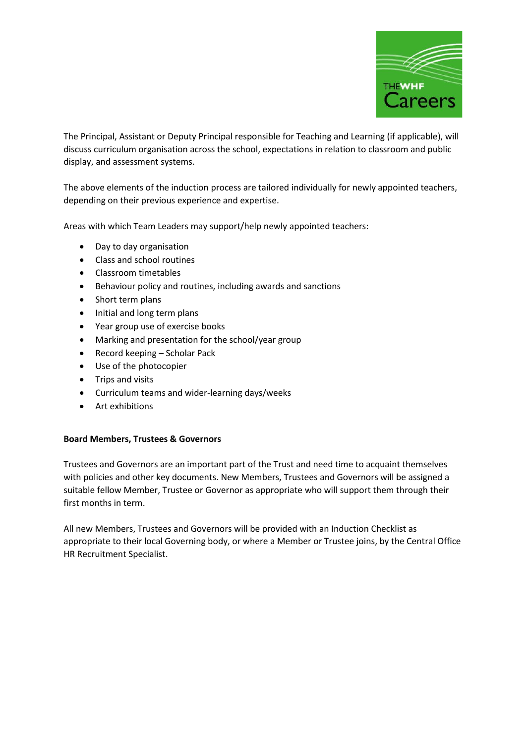The Principal, Assistant or Deputy Principal responsible for Teaching and Learning (if applicable), will discuss curriculum organisation across the school, expectations in relation to classroom and public display, and assessment systems.

The above elements of the induction process are tailored individually for newly appointed teachers, depending on their previous experience and expertise.

Areas with which Team Leaders may support/help newly appointed teachers:

- Day to day organisation
- Class and school routines
- Classroom timetables
- Behaviour policy and routines, including awards and sanctions
- Short term plans
- Initial and long term plans
- Year group use of exercise books
- Marking and presentation for the school/year group
- Record keeping – Scholar Pack
- Use of the photocopier
- Trips and visits
- Curriculum teams and wider-learning days/weeks
- Art exhibitions

**Board Members, Trustees & Governors**

Trustees and Governors are an important part of the Trust and need time to acquaint themselves with policies and other key documents. New Members, Trustees and Governors will be assigned a suitable fellow Member, Trustee or Governor as appropriate who will support them through their first months in term.

All new Members, Trustees and Governors will be provided with an Induction Checklist as appropriate to their local Governing body, or where a Member or Trustee joins, by the Central Office HR Recruitment Specialist.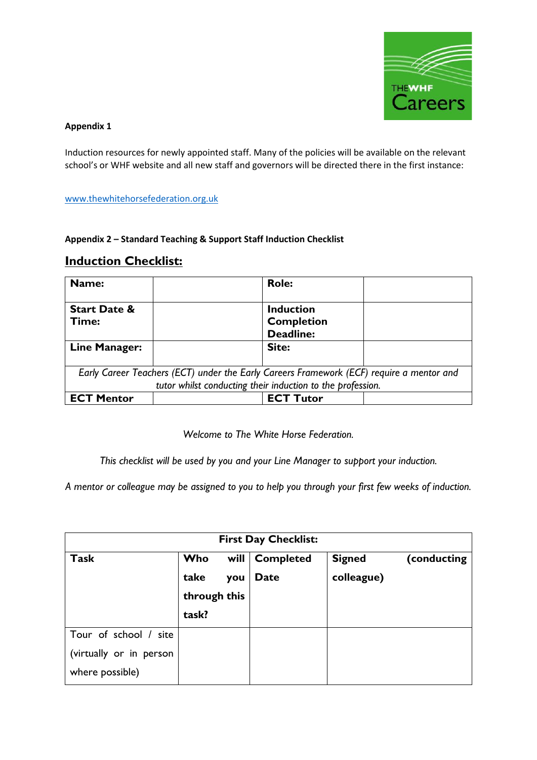**Appendix 1**

Induction resources for newly appointed staff. Many of the policies will be available on the relevant school's or WHF website and all new staff and governors will be directed there in the first instance:

www.thewhitehorsefederation.org.uk

**Appendix 2 – Standard Teaching & Support Staff Induction Checklist**

## Induction Checklist:

| **Name:** | | **Role:** | |
|---|---|---|---|
| **Start Date & Time:** | | **Induction Completion Deadline:** | |
| **Line Manager:** | | **Site:** | |
| *Early Career Teachers (ECT) under the Early Careers Framework (ECF) require a mentor and tutor whilst conducting their induction to the profession.* | | | |
| **ECT Mentor** | | **ECT Tutor** | |

*Welcome to The White Horse Federation.*

*This checklist will be used by you and your Line Manager to support your induction.*

*A mentor or colleague may be assigned to you to help you through your first few weeks of induction.*

| **First Day Checklist:** | | | |
|---|---|---|---|
| **Task** | **Who will take you through this task?** | **Completed Date** | **Signed (conducting colleague)** |
| Tour of school / site (virtually or in person where possible) | | | |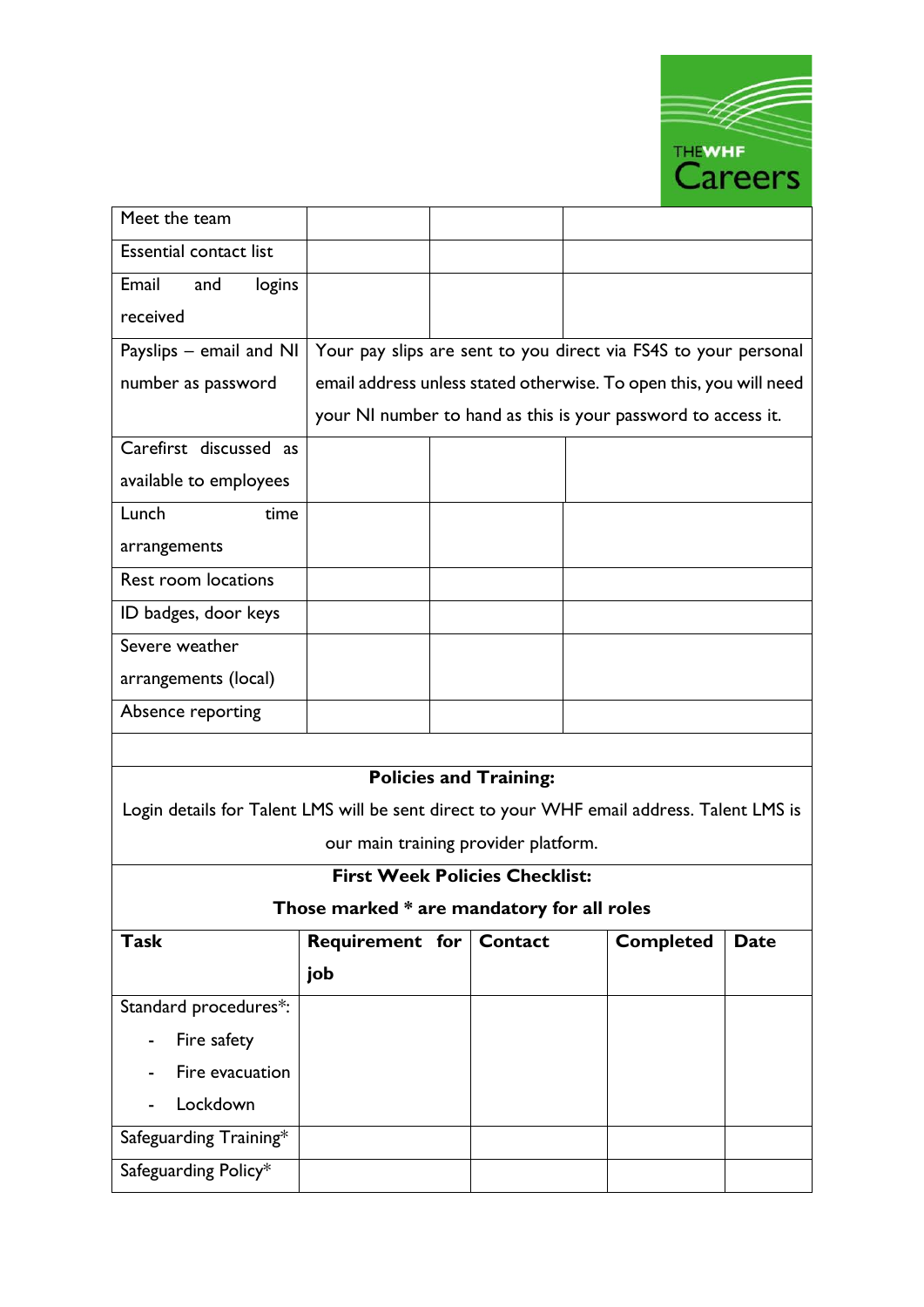| | | | |
|---|---|---|---|
| Meet the team | | | |
| Essential contact list | | | |
| Email and logins received | | | |
| Payslips – email and NI number as password | Your pay slips are sent to you direct via FS4S to your personal email address unless stated otherwise. To open this, you will need your NI number to hand as this is your password to access it. | | |
| Carefirst discussed as available to employees | | | |
| Lunch time arrangements | | | |
| Rest room locations | | | |
| ID badges, door keys | | | |
| Severe weather arrangements (local) | | | |
| Absence reporting | | | |

**Policies and Training:**

Login details for Talent LMS will be sent direct to your WHF email address. Talent LMS is our main training provider platform.

**First Week Policies Checklist:**

**Those marked * are mandatory for all roles**

| Task | Requirement for job | Contact | Completed | Date |
|---|---|---|---|---|
| Standard procedures*:<br>- Fire safety<br>- Fire evacuation<br>- Lockdown | | | | |
| Safeguarding Training* | | | | |
| Safeguarding Policy* | | | | |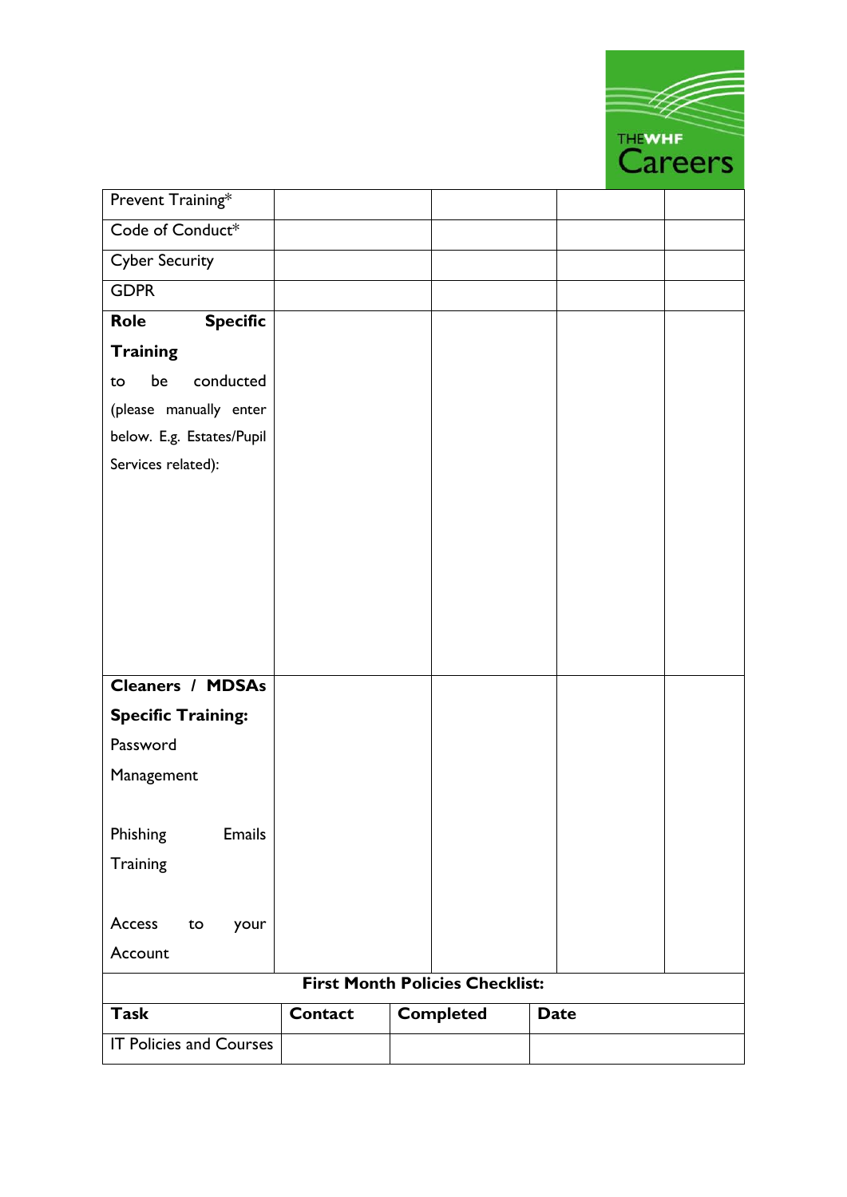| | | | | |
|---|---|---|---|---|
| Prevent Training* | | | | |
| Code of Conduct* | | | | |
| Cyber Security | | | | |
| GDPR | | | | |
| **Role Specific Training** to be conducted (please manually enter below. E.g. Estates/Pupil Services related): | | | | |
| **Cleaners / MDSAs Specific Training:** Password Management<br><br>Phishing Emails Training<br><br>Access to your Account | | | | |

**First Month Policies Checklist:**

| **Task** | **Contact** | **Completed** | **Date** |
|---|---|---|---|
| IT Policies and Courses | | | |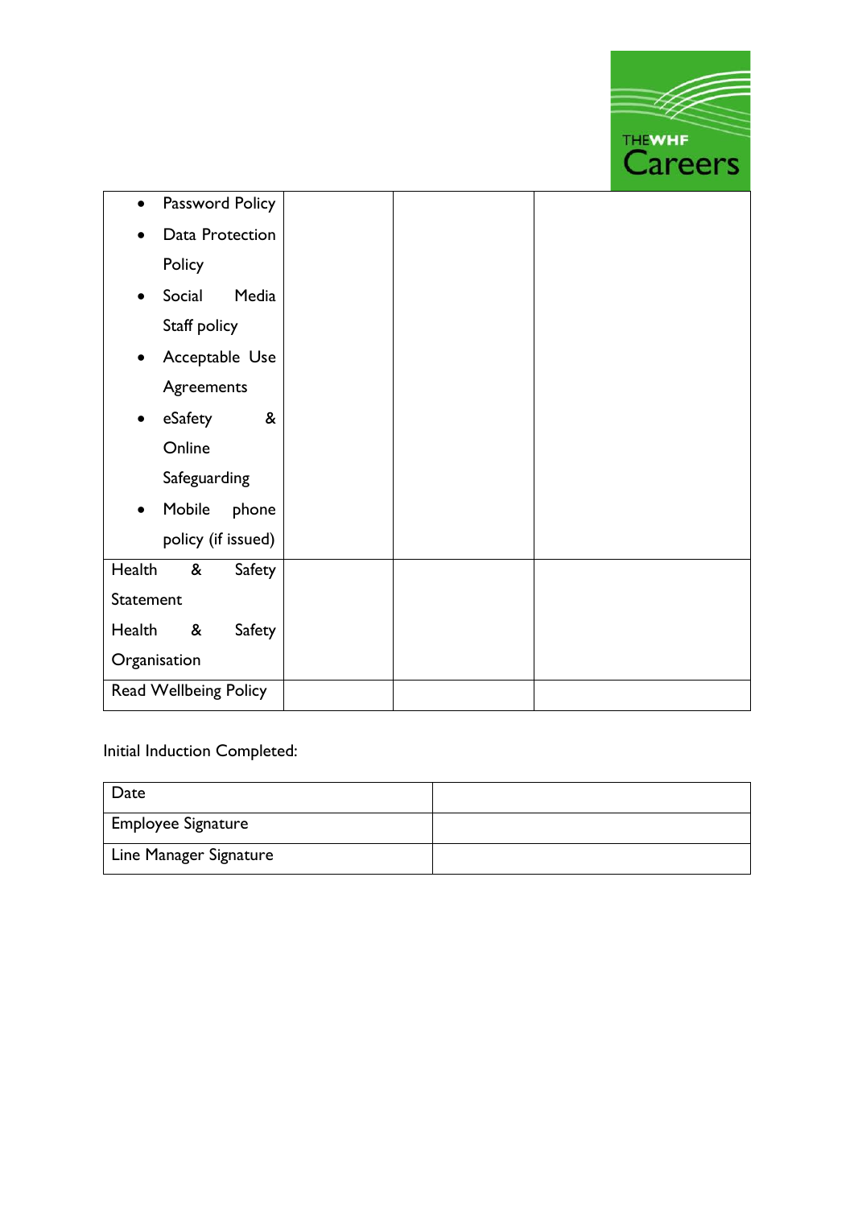| | | | |
|---|---|---|---|
| • Password Policy<br>• Data Protection Policy<br>• Social Media Staff policy<br>• Acceptable Use Agreements<br>• eSafety & Online Safeguarding<br>• Mobile phone policy (if issued) | | | |
| Health & Safety Statement<br>Health & Safety Organisation | | | |
| Read Wellbeing Policy | | | |

Initial Induction Completed:

| | |
|---|---|
| Date | |
| Employee Signature | |
| Line Manager Signature | |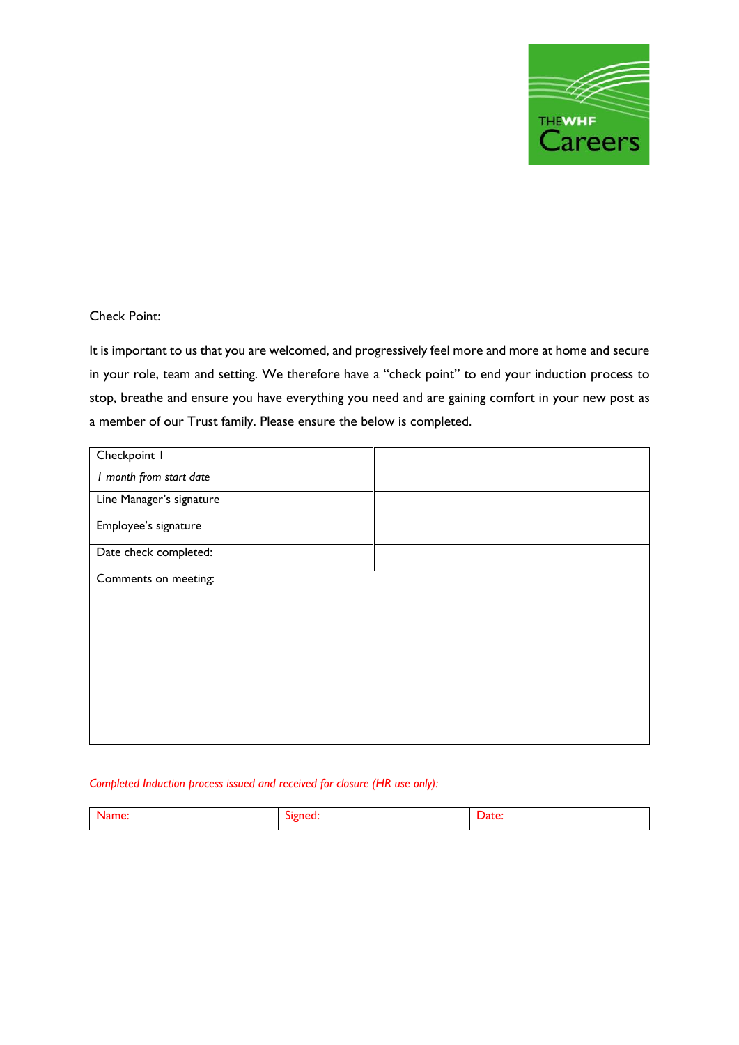Check Point:

It is important to us that you are welcomed, and progressively feel more and more at home and secure in your role, team and setting. We therefore have a "check point" to end your induction process to stop, breathe and ensure you have everything you need and are gaining comfort in your new post as a member of our Trust family. Please ensure the below is completed.

| Checkpoint 1<br>*1 month from start date* | |
|---|---|
| Line Manager's signature | |
| Employee's signature | |
| Date check completed: | |
| Comments on meeting: | |

*Completed Induction process issued and received for closure (HR use only):*

| Name: | Signed: | Date: |
|---|---|---|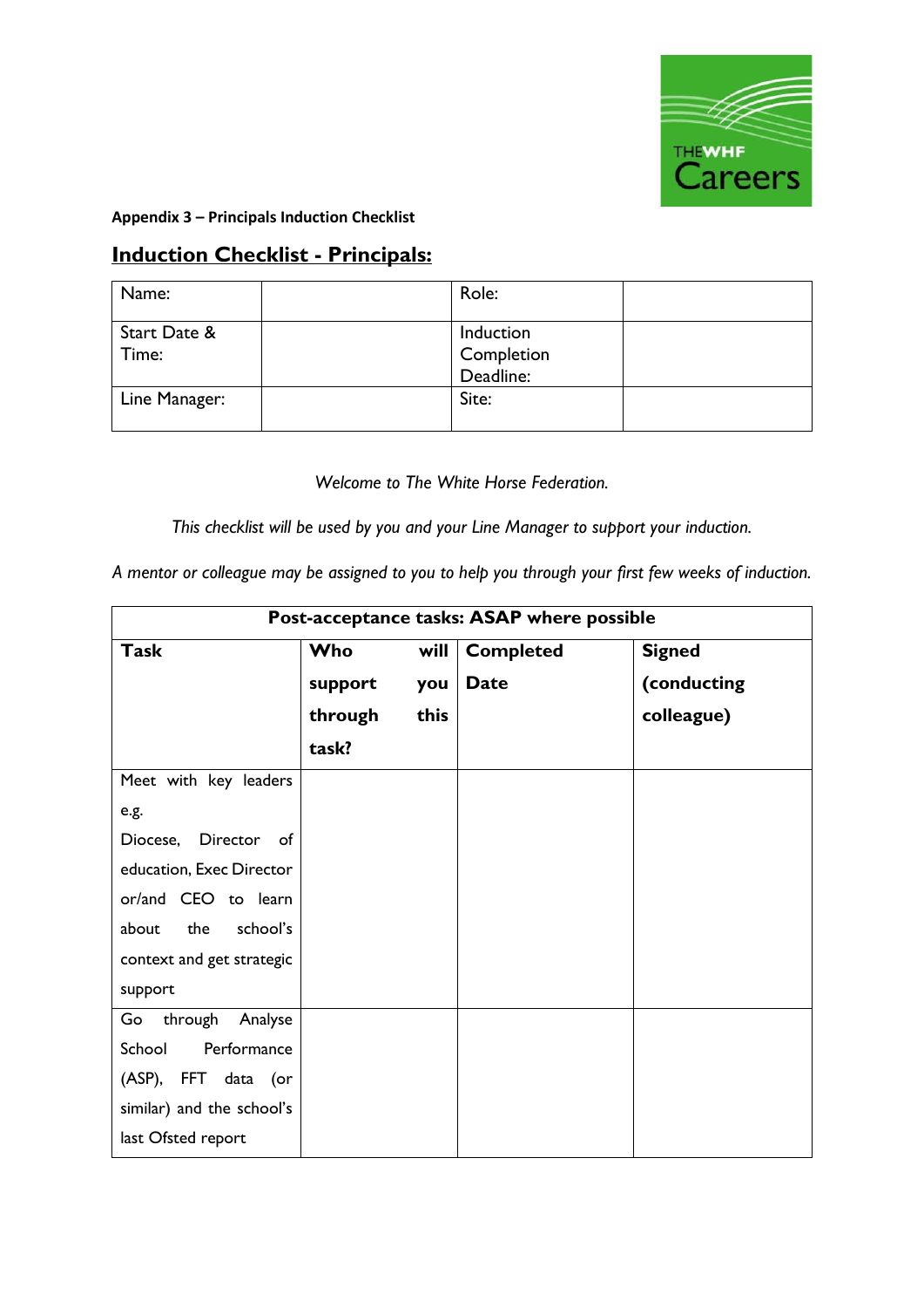**Appendix 3 – Principals Induction Checklist**

## Induction Checklist - Principals:

| Name: | | Role: | |
|---|---|---|---|
| Start Date & Time: | | Induction Completion Deadline: | |
| Line Manager: | | Site: | |

*Welcome to The White Horse Federation.*

*This checklist will be used by you and your Line Manager to support your induction.*

*A mentor or colleague may be assigned to you to help you through your first few weeks of induction.*

| Post-acceptance tasks: ASAP where possible | | | |
|---|---|---|---|
| **Task** | **Who will support you through this task?** | **Completed Date** | **Signed (conducting colleague)** |
| Meet with key leaders e.g. Diocese, Director of education, Exec Director or/and CEO to learn about the school's context and get strategic support | | | |
| Go through Analyse School Performance (ASP), FFT data (or similar) and the school's last Ofsted report | | | |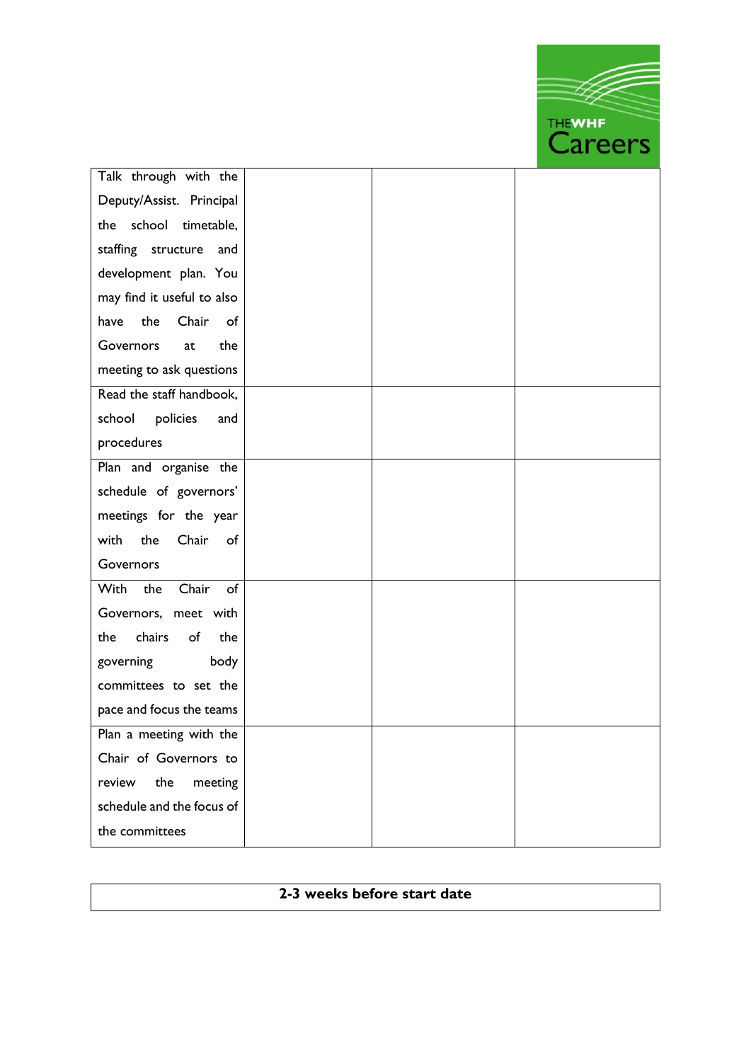| | | | |
|---|---|---|---|
| Talk through with the Deputy/Assist. Principal the school timetable, staffing structure and development plan. You may find it useful to also have the Chair of Governors at the meeting to ask questions | | | |
| Read the staff handbook, school policies and procedures | | | |
| Plan and organise the schedule of governors' meetings for the year with the Chair of Governors | | | |
| With the Chair of Governors, meet with the chairs of the governing body committees to set the pace and focus the teams | | | |
| Plan a meeting with the Chair of Governors to review the meeting schedule and the focus of the committees | | | |

| **2-3 weeks before start date** |
|---|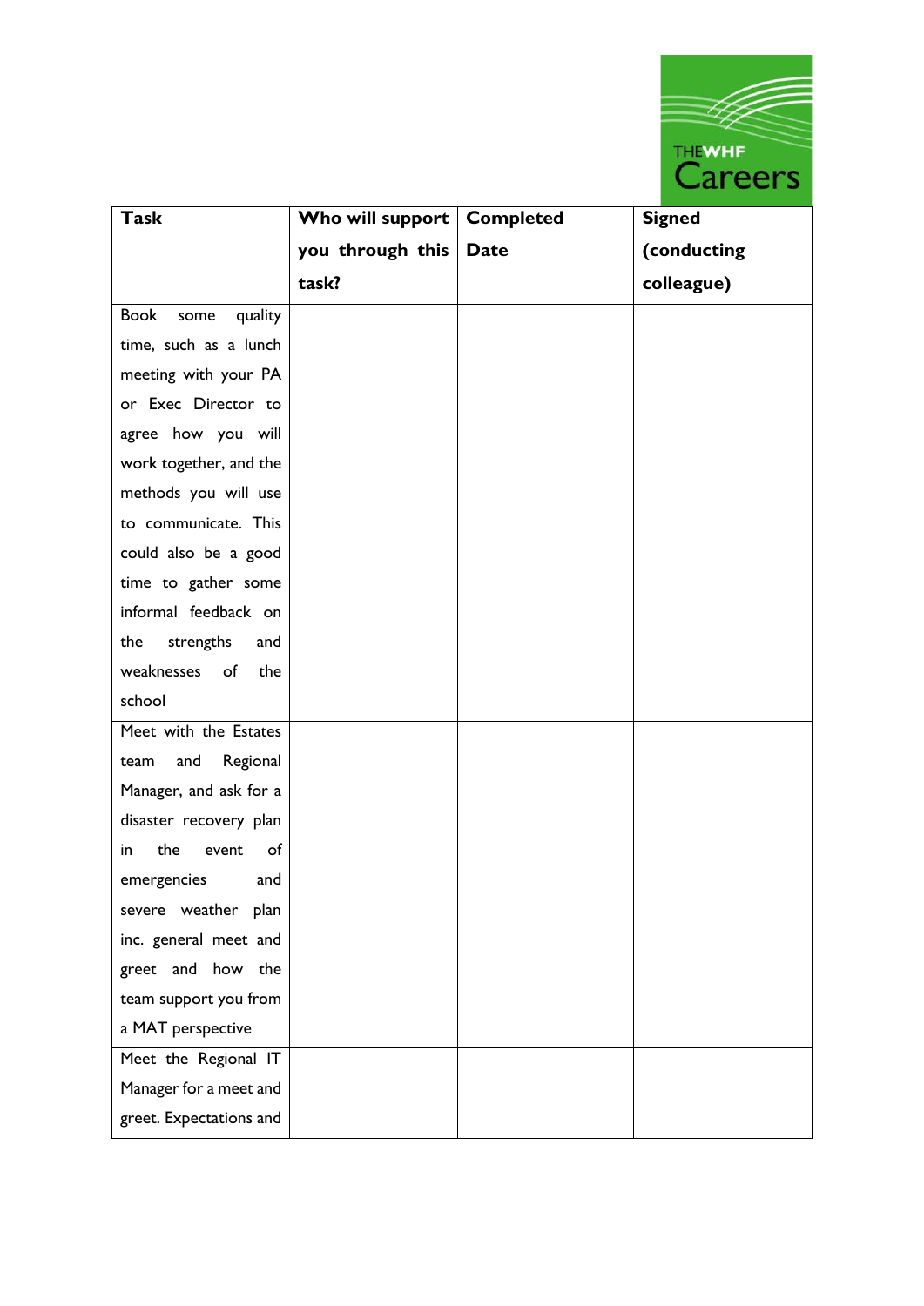| Task | Who will support you through this task? | Completed Date | Signed (conducting colleague) |
|---|---|---|---|
| Book some quality time, such as a lunch meeting with your PA or Exec Director to agree how you will work together, and the methods you will use to communicate. This could also be a good time to gather some informal feedback on the strengths and weaknesses of the school | | | |
| Meet with the Estates team and Regional Manager, and ask for a disaster recovery plan in the event of emergencies and severe weather plan inc. general meet and greet and how the team support you from a MAT perspective | | | |
| Meet the Regional IT Manager for a meet and greet. Expectations and | | | |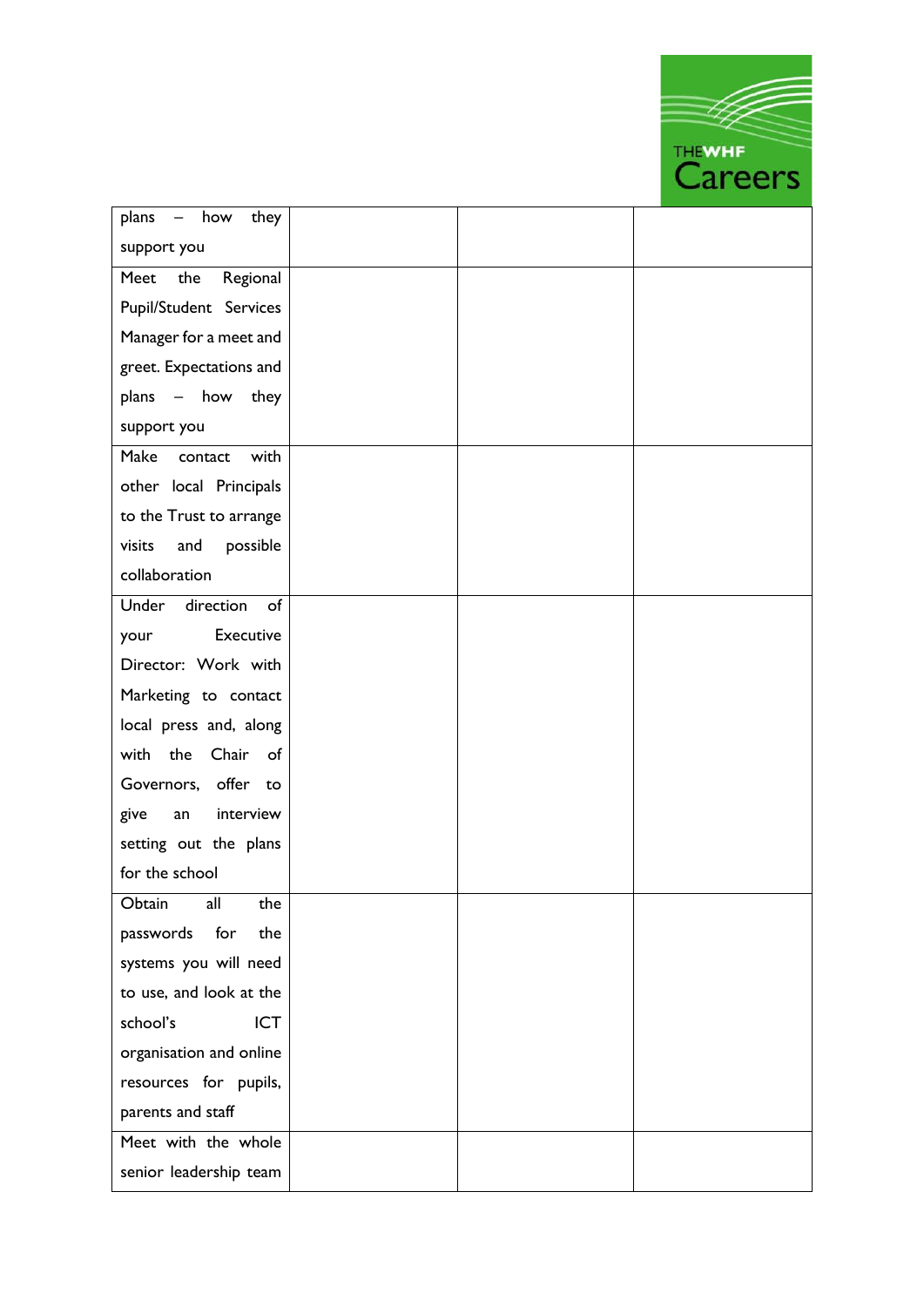| | | | |
|---|---|---|---|
| plans – how they support you | | | |
| Meet the Regional Pupil/Student Services Manager for a meet and greet. Expectations and plans – how they support you | | | |
| Make contact with other local Principals to the Trust to arrange visits and possible collaboration | | | |
| Under direction of your Executive Director: Work with Marketing to contact local press and, along with the Chair of Governors, offer to give an interview setting out the plans for the school | | | |
| Obtain all the passwords for the systems you will need to use, and look at the school's ICT organisation and online resources for pupils, parents and staff | | | |
| Meet with the whole senior leadership team | | | |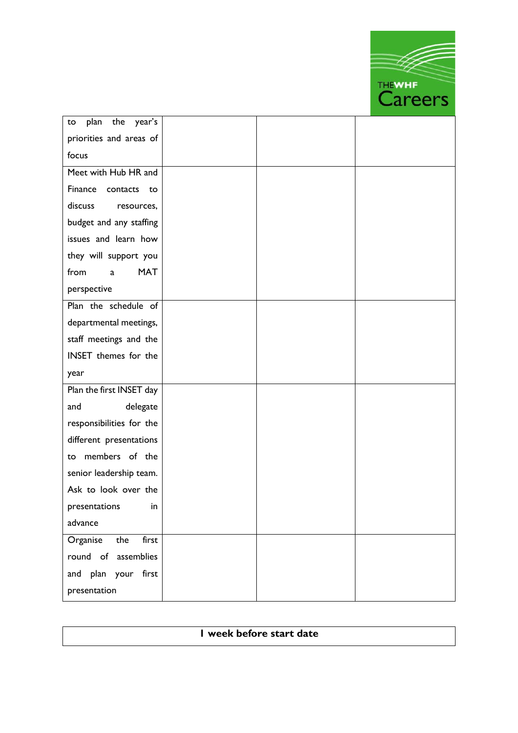| | | | |
|---|---|---|---|
| to plan the year's priorities and areas of focus | | | |
| Meet with Hub HR and Finance contacts to discuss resources, budget and any staffing issues and learn how they will support you from a MAT perspective | | | |
| Plan the schedule of departmental meetings, staff meetings and the INSET themes for the year | | | |
| Plan the first INSET day and delegate responsibilities for the different presentations to members of the senior leadership team. Ask to look over the presentations in advance | | | |
| Organise the first round of assemblies and plan your first presentation | | | |

| **1 week before start date** |
|---|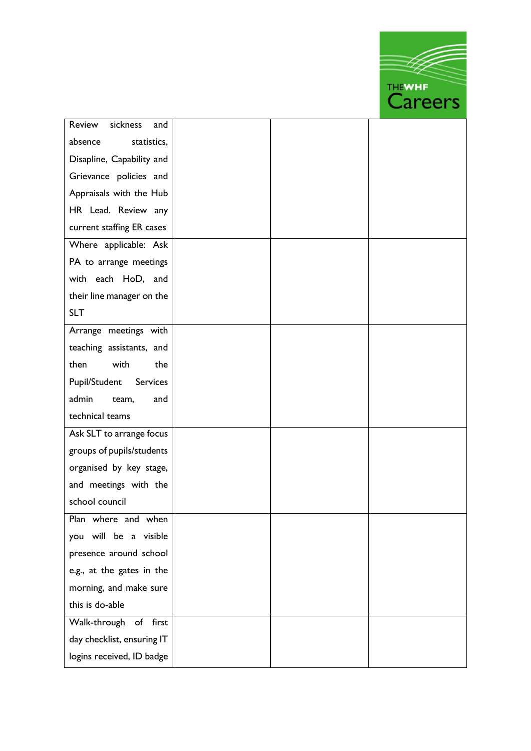| | | | |
|---|---|---|---|
| Review sickness and absence statistics, Disapline, Capability and Grievance policies and Appraisals with the Hub HR Lead. Review any current staffing ER cases | | | |
| Where applicable: Ask PA to arrange meetings with each HoD, and their line manager on the SLT | | | |
| Arrange meetings with teaching assistants, and then with the Pupil/Student Services admin team, and technical teams | | | |
| Ask SLT to arrange focus groups of pupils/students organised by key stage, and meetings with the school council | | | |
| Plan where and when you will be a visible presence around school e.g., at the gates in the morning, and make sure this is do-able | | | |
| Walk-through of first day checklist, ensuring IT logins received, ID badge | | | |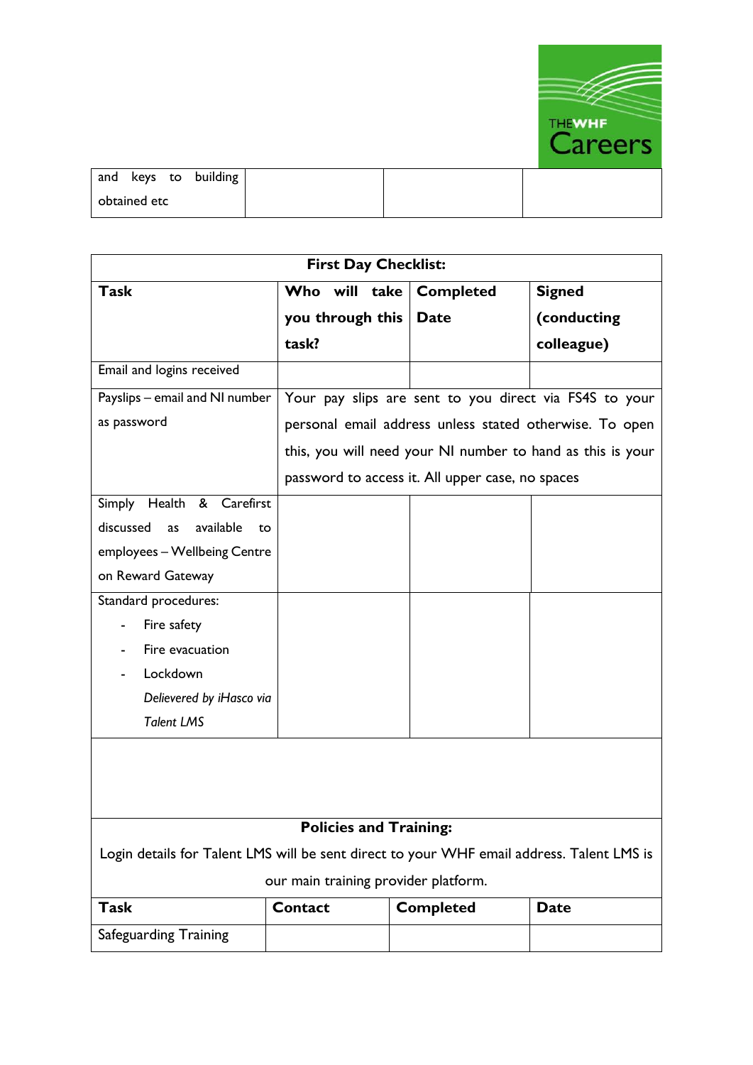| and keys to building obtained etc | | | |
|---|---|---|---|

| First Day Checklist: | | | |
|---|---|---|---|
| **Task** | **Who will take you through this task?** | **Completed Date** | **Signed (conducting colleague)** |
| Email and logins received | | | |
| Payslips – email and NI number as password | Your pay slips are sent to you direct via FS4S to your personal email address unless stated otherwise. To open this, you will need your NI number to hand as this is your password to access it. All upper case, no spaces | | |
| Simply Health & Carefirst discussed as available to employees – Wellbeing Centre on Reward Gateway | | | |
| Standard procedures:<br>- Fire safety<br>- Fire evacuation<br>- Lockdown<br>*Delievered by iHasco via Talent LMS* | | | |

| Policies and Training: | | | |
|---|---|---|---|
| Login details for Talent LMS will be sent direct to your WHF email address. Talent LMS is our main training provider platform. | | | |
| **Task** | **Contact** | **Completed** | **Date** |
| Safeguarding Training | | | |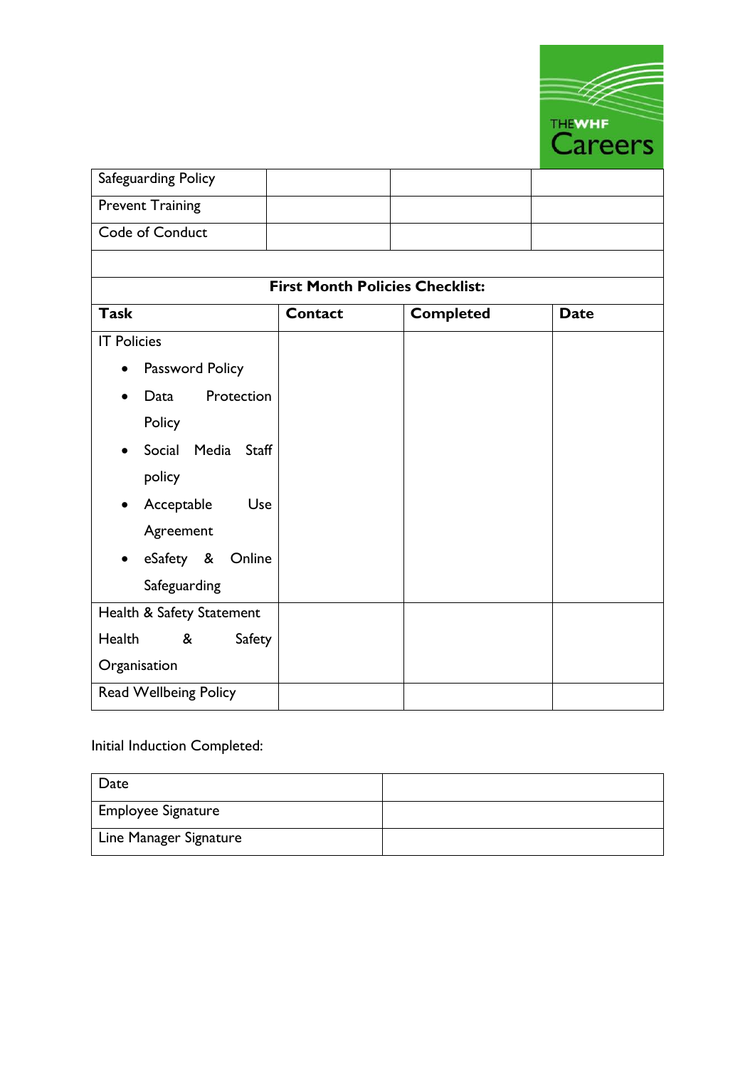| Safeguarding Policy | | | |
|---|---|---|---|
| Prevent Training | | | |
| Code of Conduct | | | |
| | | | |
| **First Month Policies Checklist:** | | | |
| **Task** | **Contact** | **Completed** | **Date** |
| IT Policies<br>• Password Policy<br>• Data Protection Policy<br>• Social Media Staff policy<br>• Acceptable Use Agreement<br>• eSafety & Online Safeguarding | | | |
| Health & Safety Statement<br>Health & Safety Organisation | | | |
| Read Wellbeing Policy | | | |

Initial Induction Completed:

| Date | |
|---|---|
| Employee Signature | |
| Line Manager Signature | |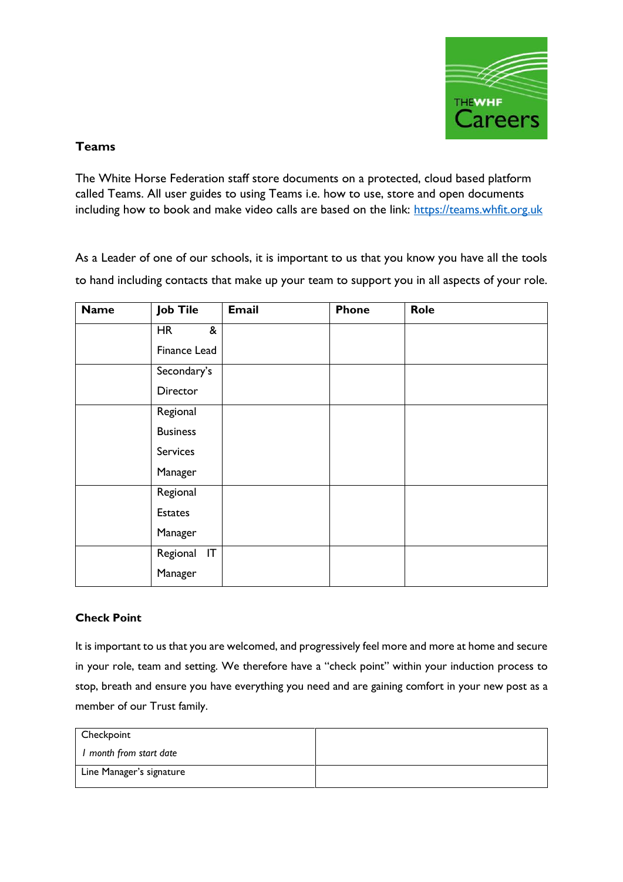## Teams

The White Horse Federation staff store documents on a protected, cloud based platform called Teams. All user guides to using Teams i.e. how to use, store and open documents including how to book and make video calls are based on the link: https://teams.whfit.org.uk

As a Leader of one of our schools, it is important to us that you know you have all the tools to hand including contacts that make up your team to support you in all aspects of your role.

| Name | Job Tile | Email | Phone | Role |
|---|---|---|---|---|
| | HR & Finance Lead | | | |
| | Secondary's Director | | | |
| | Regional Business Services Manager | | | |
| | Regional Estates Manager | | | |
| | Regional IT Manager | | | |

## Check Point

It is important to us that you are welcomed, and progressively feel more and more at home and secure in your role, team and setting. We therefore have a "check point" within your induction process to stop, breath and ensure you have everything you need and are gaining comfort in your new post as a member of our Trust family.

| Checkpoint<br>*1 month from start date* | |
|---|---|
| Line Manager's signature | |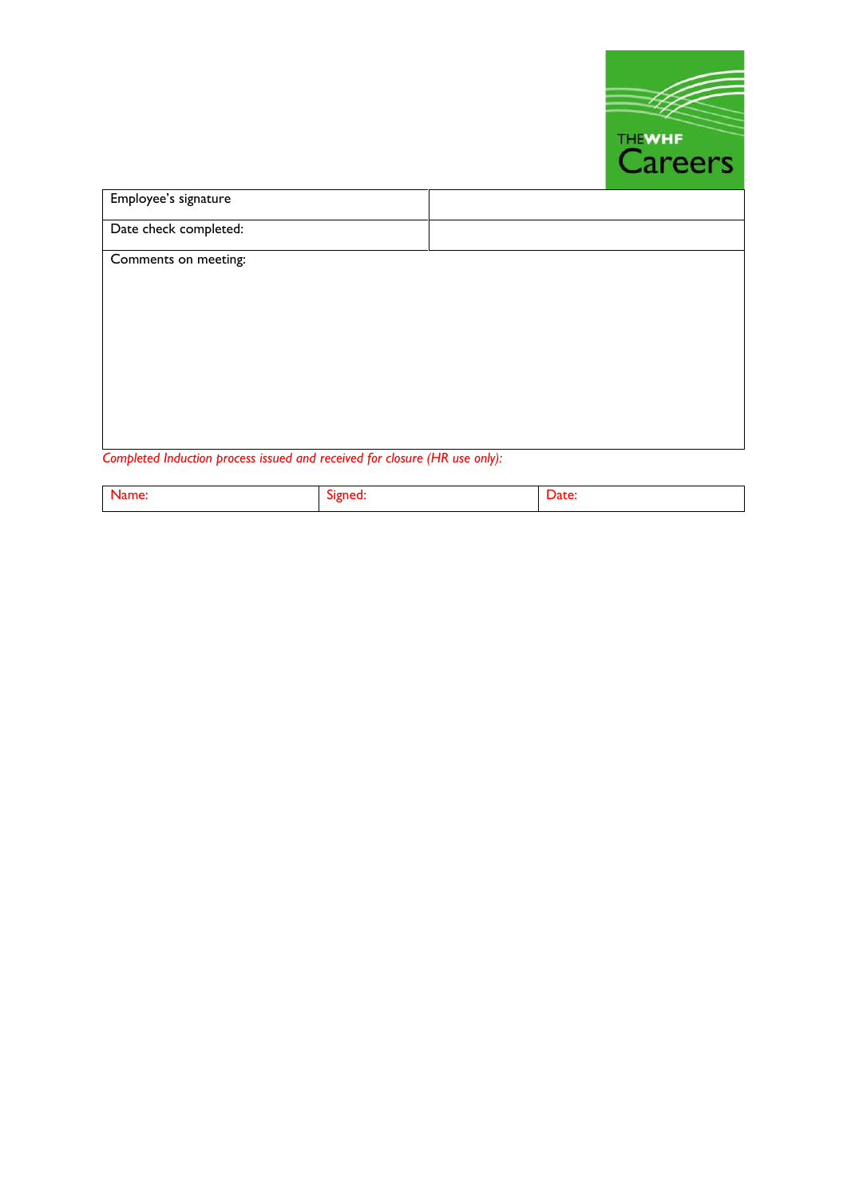| | |
|---|---|
| Employee's signature | |
| Date check completed: | |
| Comments on meeting: | |

*Completed Induction process issued and received for closure (HR use only):*

| | | |
|---|---|---|
| Name: | Signed: | Date: |